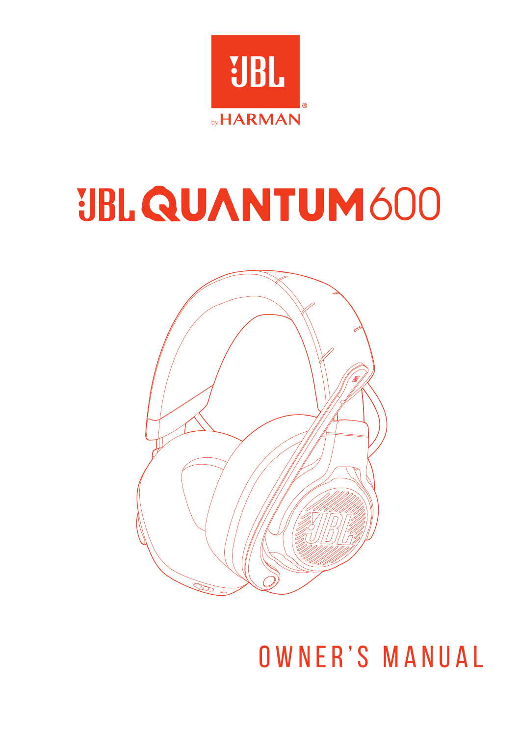JBL

by HARMAN

# JBL QUANTUM 600

OWNER'S MANUAL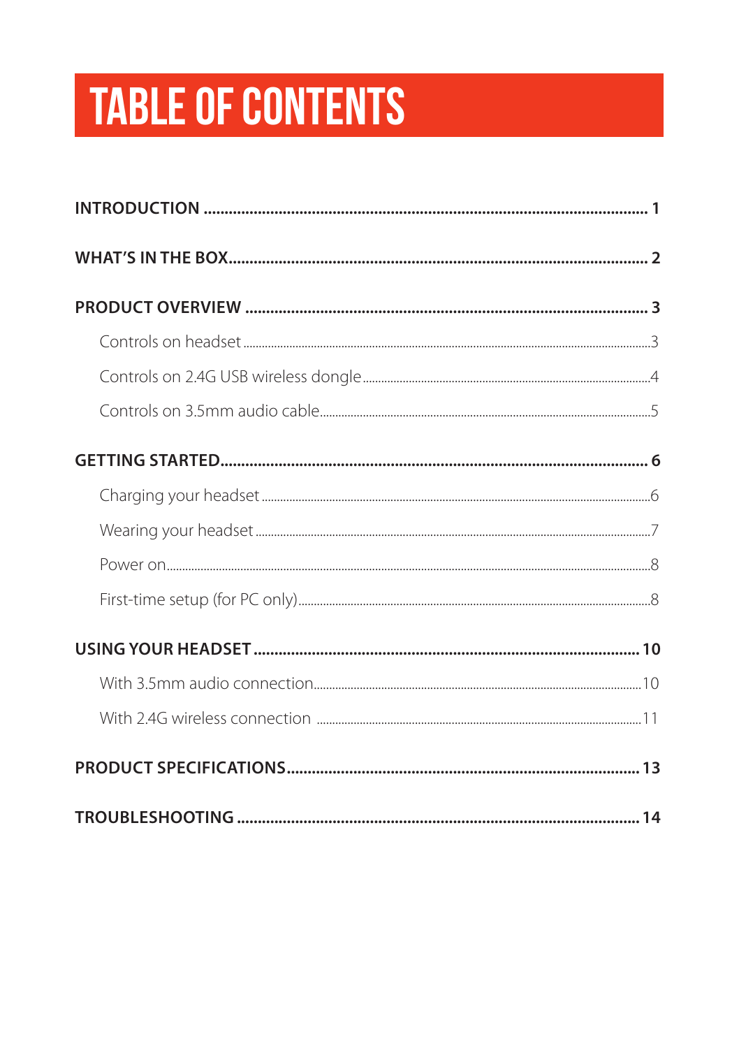# TABLE OF CONTENTS

**INTRODUCTION ........................................................................................................ 1**

**WHAT'S IN THE BOX.................................................................................................. 2**

**PRODUCT OVERVIEW .............................................................................................. 3**

Controls on headset ........................................................................................................3

Controls on 2.4G USB wireless dongle...........................................................................4

Controls on 3.5mm audio cable.......................................................................................5

**GETTING STARTED.................................................................................................... 6**

Charging your headset ...................................................................................................6

Wearing your headset .....................................................................................................7

Power on..........................................................................................................................8

First-time setup (for PC only)..........................................................................................8

**USING YOUR HEADSET ......................................................................................... 10**

With 3.5mm audio connection.......................................................................................10

With 2.4G wireless connection .....................................................................................11

**PRODUCT SPECIFICATIONS.................................................................................. 13**

**TROUBLESHOOTING ............................................................................................. 14**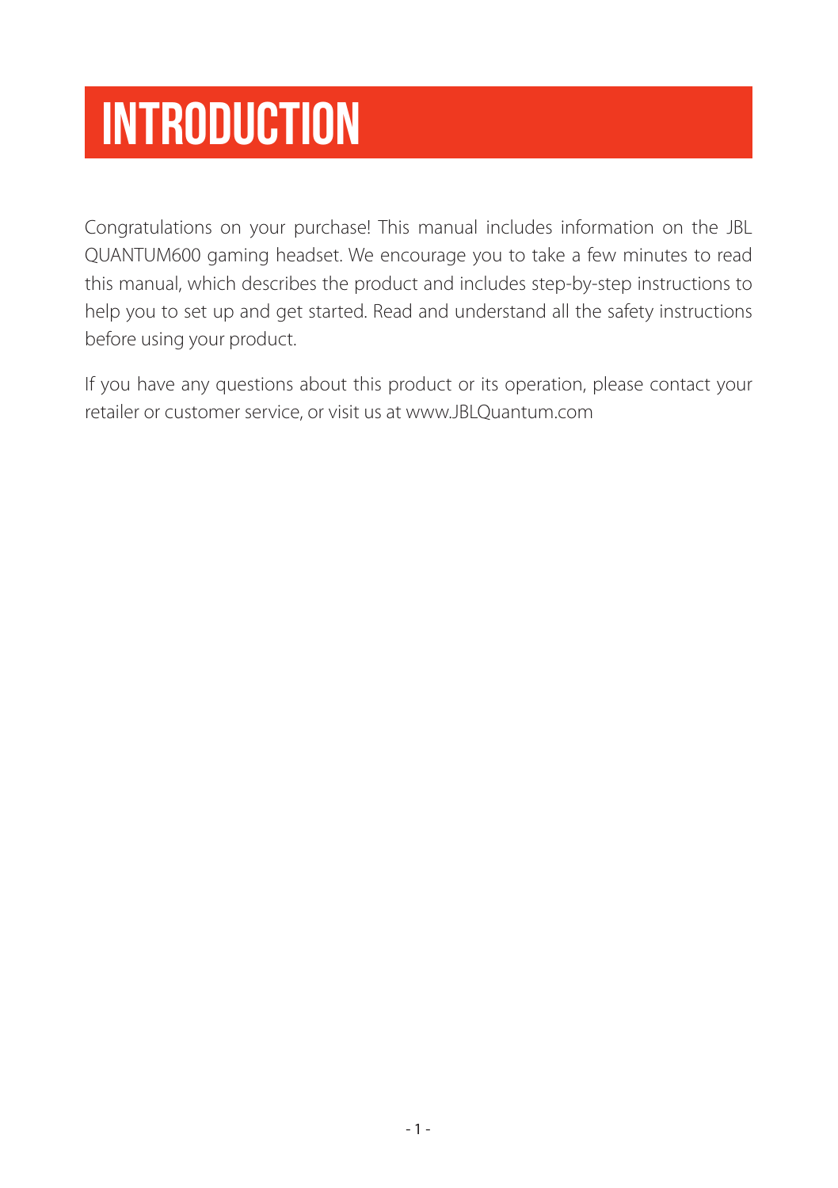# INTRODUCTION

Congratulations on your purchase! This manual includes information on the JBL QUANTUM600 gaming headset. We encourage you to take a few minutes to read this manual, which describes the product and includes step-by-step instructions to help you to set up and get started. Read and understand all the safety instructions before using your product.

If you have any questions about this product or its operation, please contact your retailer or customer service, or visit us at www.JBLQuantum.com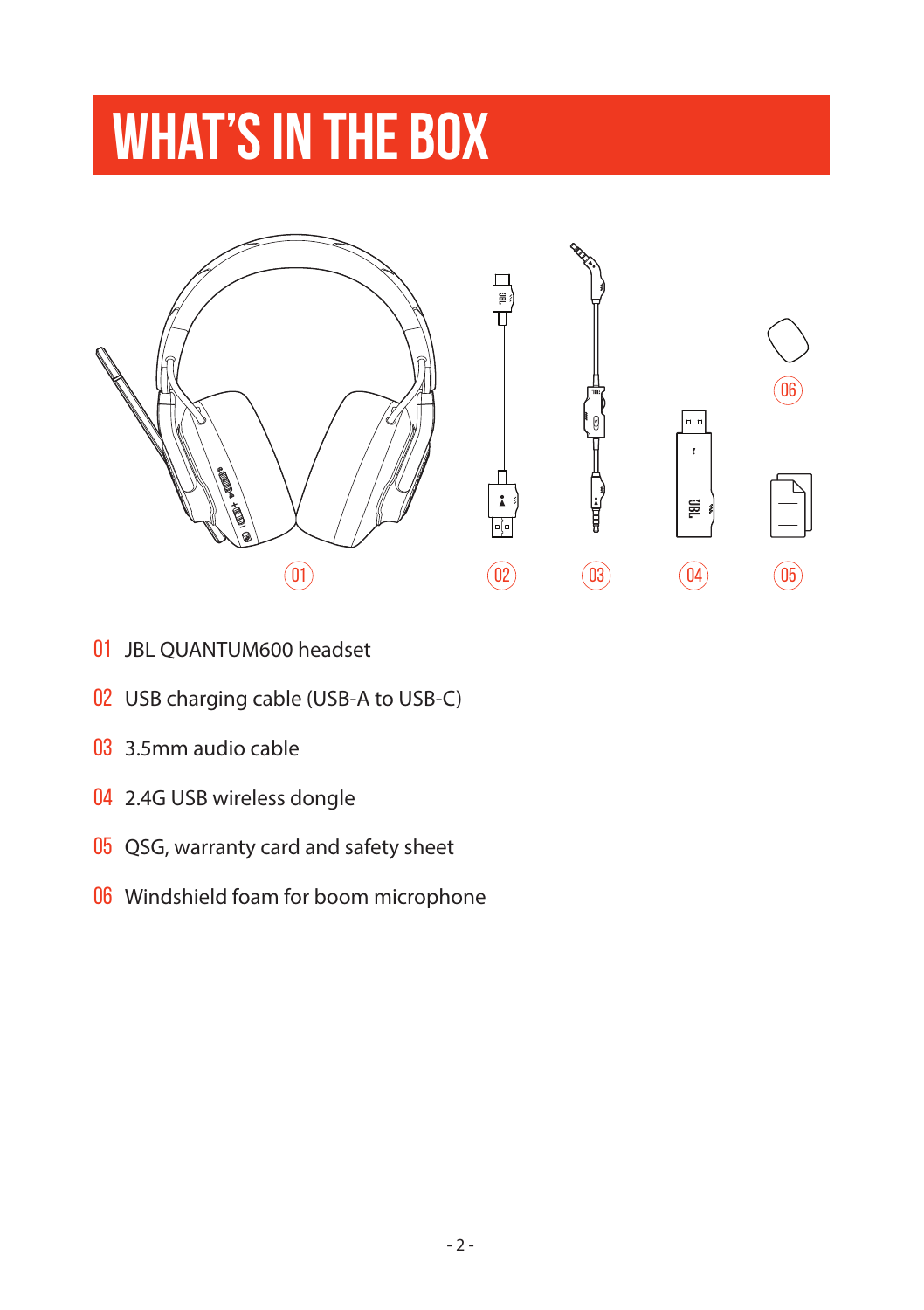# WHAT'S IN THE BOX

01 JBL QUANTUM600 headset

02 USB charging cable (USB-A to USB-C)

03 3.5mm audio cable

04 2.4G USB wireless dongle

05 QSG, warranty card and safety sheet

06 Windshield foam for boom microphone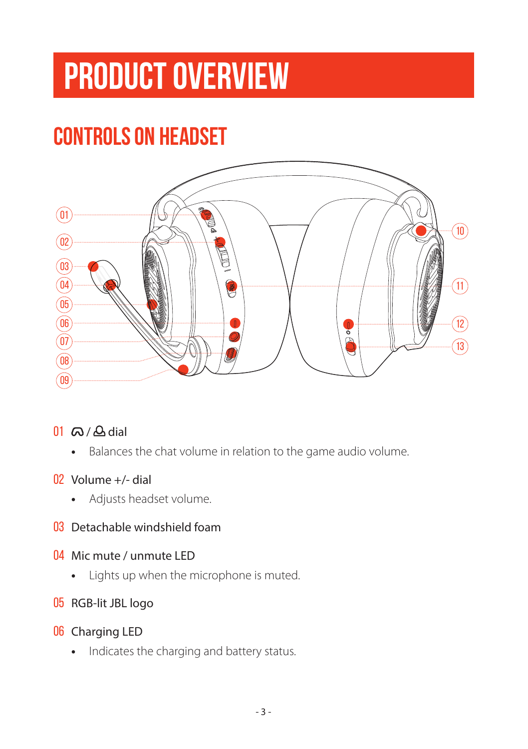# PRODUCT OVERVIEW

## CONTROLS ON HEADSET

01
02
03
04
05
06
07
08
09
10
11
12
13

01 / dial

- Balances the chat volume in relation to the game audio volume.

02 Volume +/- dial

- Adjusts headset volume.

03 Detachable windshield foam

04 Mic mute / unmute LED

- Lights up when the microphone is muted.

05 RGB-lit JBL logo

06 Charging LED

- Indicates the charging and battery status.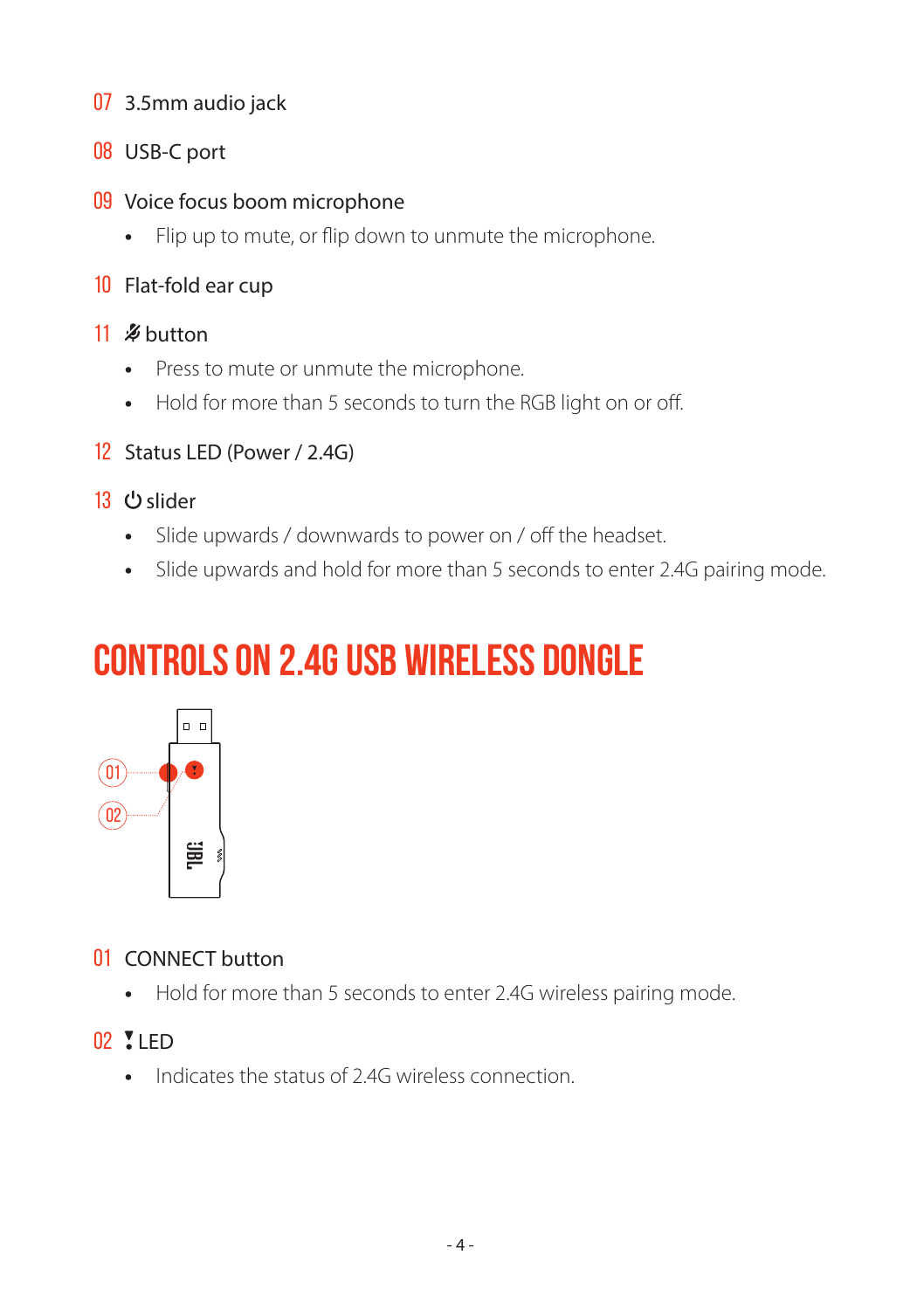07 3.5mm audio jack

08 USB-C port

09 Voice focus boom microphone

- Flip up to mute, or flip down to unmute the microphone.

10 Flat-fold ear cup

11 button

- Press to mute or unmute the microphone.
- Hold for more than 5 seconds to turn the RGB light on or off.

12 Status LED (Power / 2.4G)

13 slider

- Slide upwards / downwards to power on / off the headset.
- Slide upwards and hold for more than 5 seconds to enter 2.4G pairing mode.

# CONTROLS ON 2.4G USB WIRELESS DONGLE

01

02

01 CONNECT button

- Hold for more than 5 seconds to enter 2.4G wireless pairing mode.

02 LED

- Indicates the status of 2.4G wireless connection.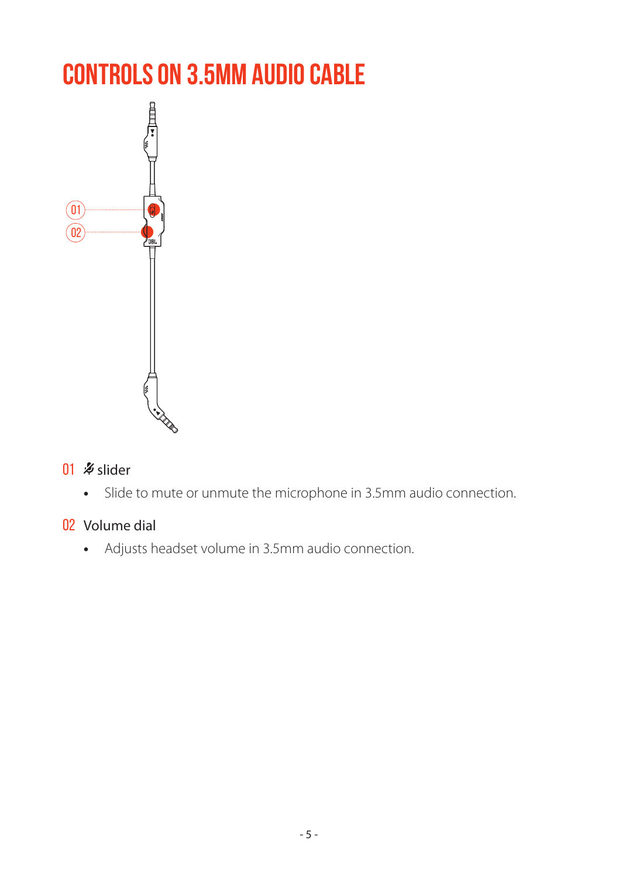# CONTROLS ON 3.5MM AUDIO CABLE

01

02

## 01 slider

- Slide to mute or unmute the microphone in 3.5mm audio connection.

## 02 Volume dial

- Adjusts headset volume in 3.5mm audio connection.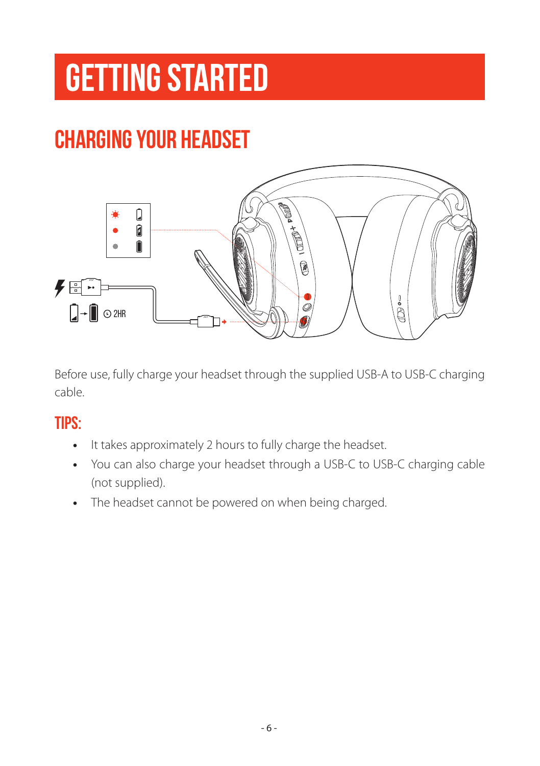# GETTING STARTED

## CHARGING YOUR HEADSET

2HR

Before use, fully charge your headset through the supplied USB-A to USB-C charging cable.

### TIPS:

- It takes approximately 2 hours to fully charge the headset.
- You can also charge your headset through a USB-C to USB-C charging cable (not supplied).
- The headset cannot be powered on when being charged.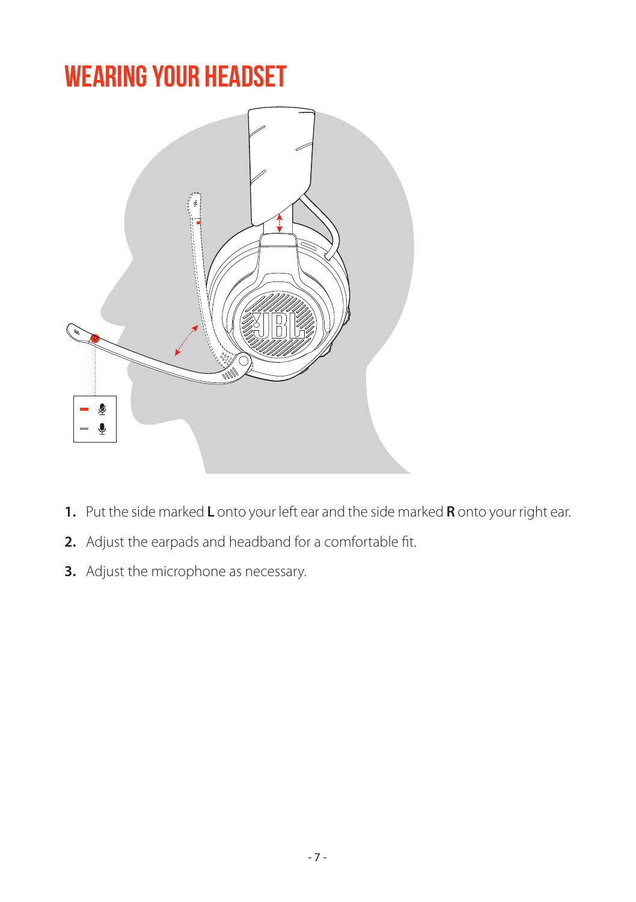# WEARING YOUR HEADSET

1. Put the side marked **L** onto your left ear and the side marked **R** onto your right ear.
2. Adjust the earpads and headband for a comfortable fit.
3. Adjust the microphone as necessary.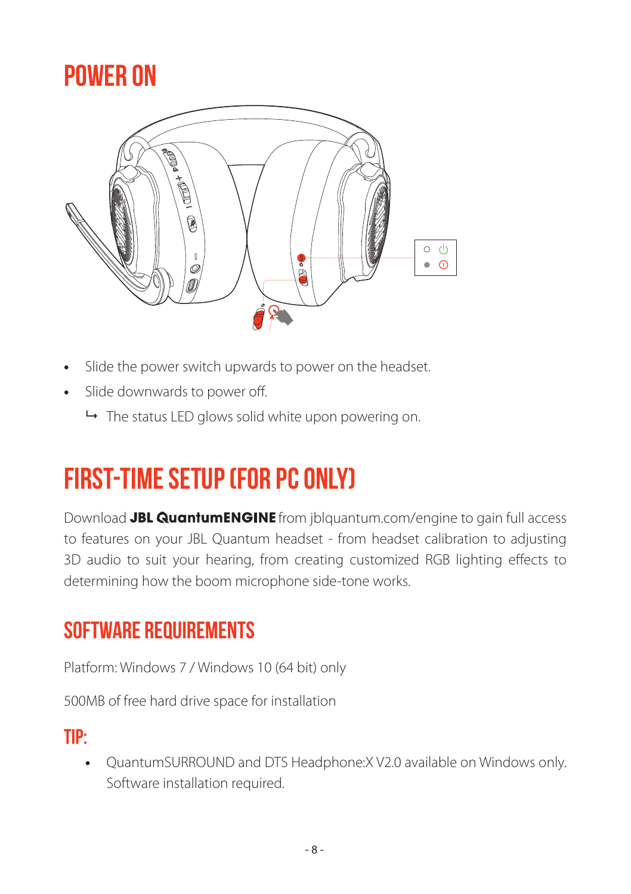# POWER ON

- Slide the power switch upwards to power on the headset.
- Slide downwards to power off.
  ↳ The status LED glows solid white upon powering on.

# FIRST-TIME SETUP (FOR PC ONLY)

Download **JBL QuantumENGINE** from jblquantum.com/engine to gain full access to features on your JBL Quantum headset - from headset calibration to adjusting 3D audio to suit your hearing, from creating customized RGB lighting effects to determining how the boom microphone side-tone works.

## SOFTWARE REQUIREMENTS

Platform: Windows 7 / Windows 10 (64 bit) only

500MB of free hard drive space for installation

### TIP:

- QuantumSURROUND and DTS Headphone:X V2.0 available on Windows only. Software installation required.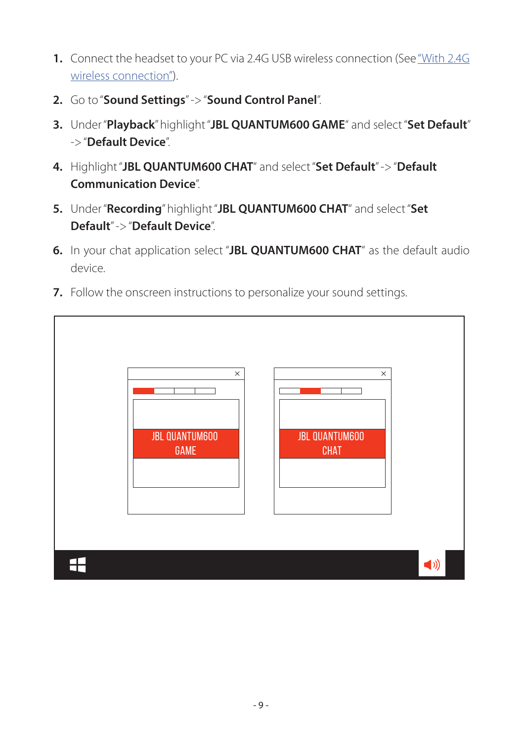1. Connect the headset to your PC via 2.4G USB wireless connection (See "With 2.4G wireless connection").
2. Go to "**Sound Settings**" -> "**Sound Control Panel**".
3. Under "**Playback**" highlight "**JBL QUANTUM600 GAME**" and select "**Set Default**" -> "**Default Device**".
4. Highlight "**JBL QUANTUM600 CHAT**" and select "**Set Default**" -> "**Default Communication Device**".
5. Under "**Recording**" highlight "**JBL QUANTUM600 CHAT**" and select "**Set Default**" -> "**Default Device**".
6. In your chat application select "**JBL QUANTUM600 CHAT**" as the default audio device.
7. Follow the onscreen instructions to personalize your sound settings.

JBL QUANTUM600 GAME

JBL QUANTUM600 CHAT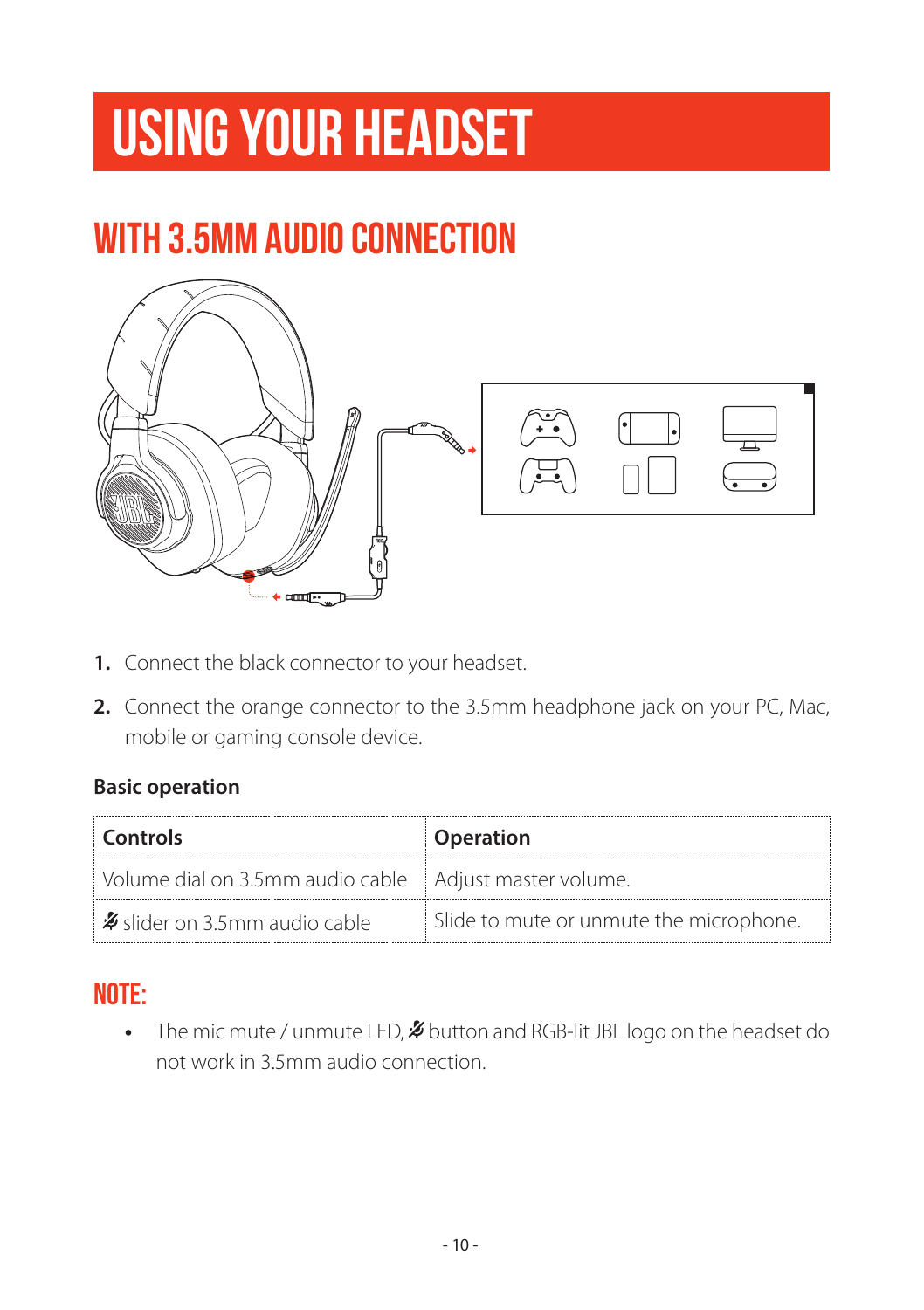# USING YOUR HEADSET

## WITH 3.5MM AUDIO CONNECTION

1. Connect the black connector to your headset.
2. Connect the orange connector to the 3.5mm headphone jack on your PC, Mac, mobile or gaming console device.

**Basic operation**

| Controls | Operation |
|---|---|
| Volume dial on 3.5mm audio cable | Adjust master volume. |
| 🎙̸ slider on 3.5mm audio cable | Slide to mute or unmute the microphone. |

## NOTE:

- The mic mute / unmute LED, 🎙̸ button and RGB-lit JBL logo on the headset do not work in 3.5mm audio connection.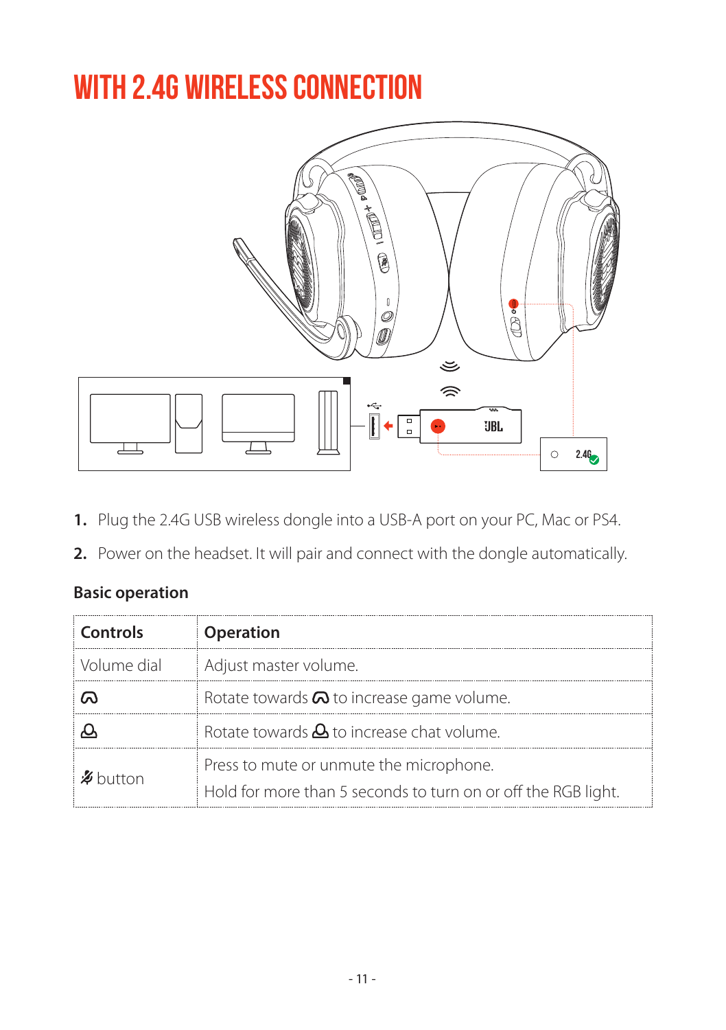# WITH 2.4G WIRELESS CONNECTION

1. Plug the 2.4G USB wireless dongle into a USB-A port on your PC, Mac or PS4.
2. Power on the headset. It will pair and connect with the dongle automatically.

### Basic operation

| Controls | Operation |
|---|---|
| Volume dial | Adjust master volume. |
| 🎮 | Rotate towards 🎮 to increase game volume. |
| 👤 | Rotate towards 👤 to increase chat volume. |
| 🎙 button | Press to mute or unmute the microphone.<br>Hold for more than 5 seconds to turn on or off the RGB light. |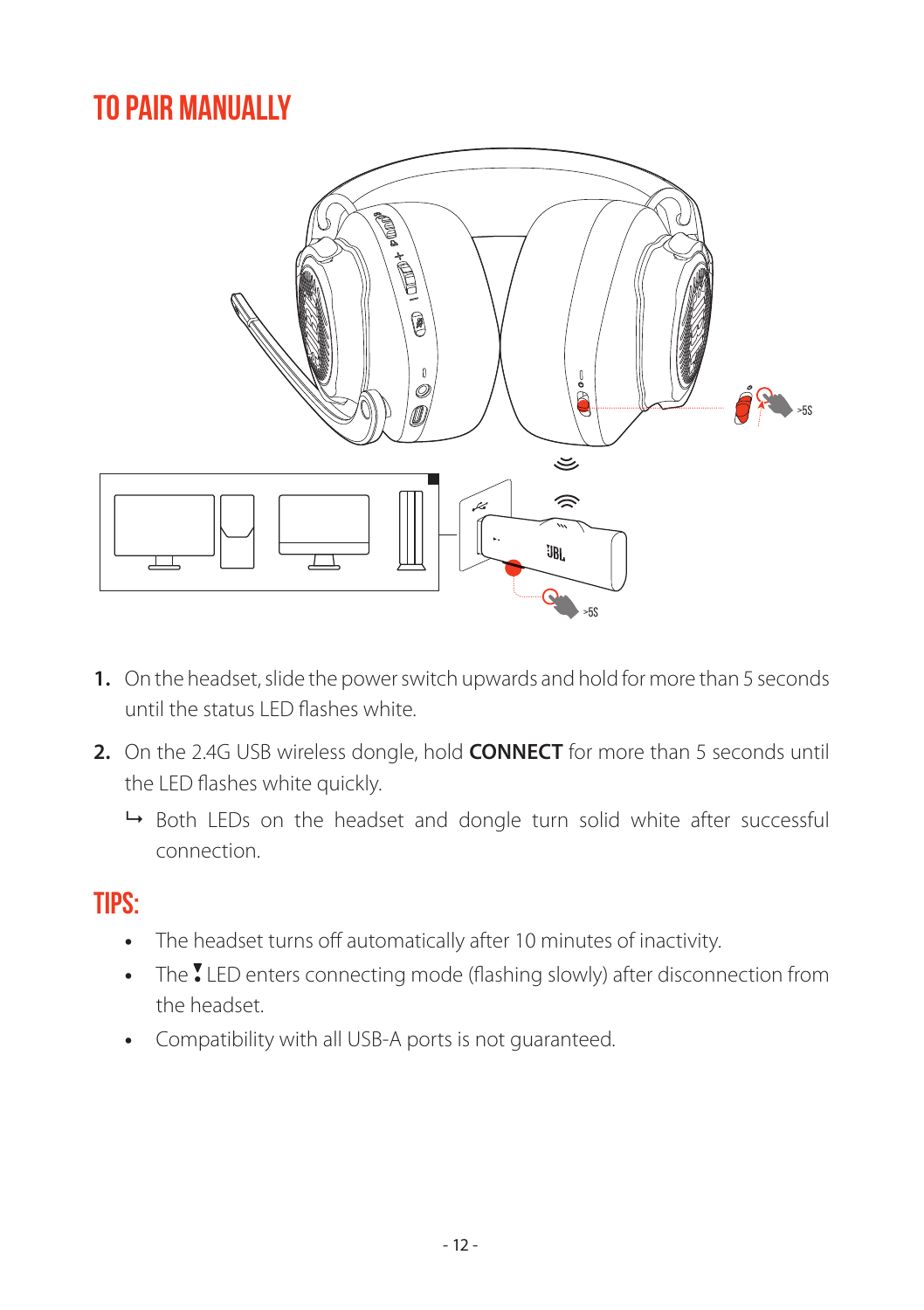## TO PAIR MANUALLY

>5S

>5S

1. On the headset, slide the power switch upwards and hold for more than 5 seconds until the status LED flashes white.
2. On the 2.4G USB wireless dongle, hold **CONNECT** for more than 5 seconds until the LED flashes white quickly.
   ↳ Both LEDs on the headset and dongle turn solid white after successful connection.

## TIPS:

- The headset turns off automatically after 10 minutes of inactivity.
- The LED enters connecting mode (flashing slowly) after disconnection from the headset.
- Compatibility with all USB-A ports is not guaranteed.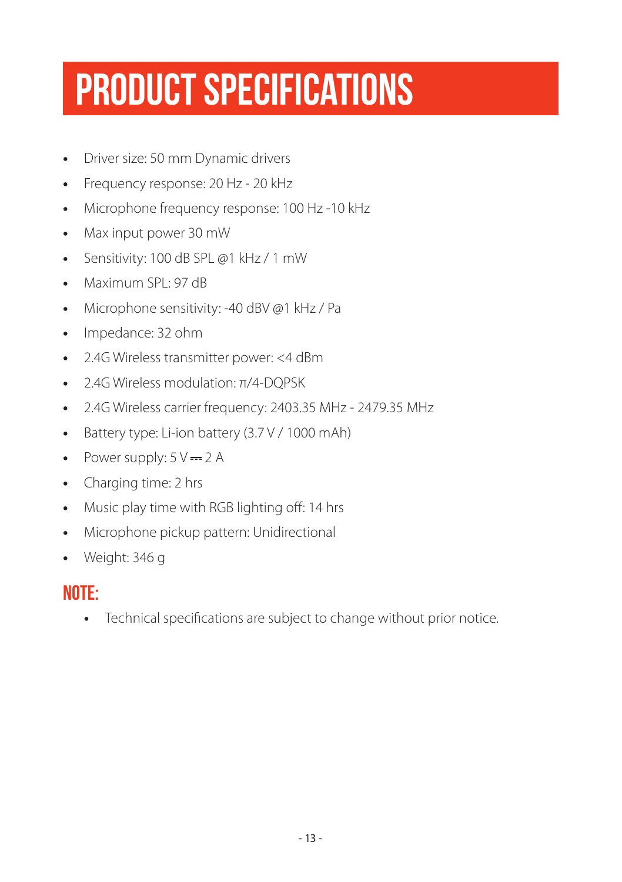# PRODUCT SPECIFICATIONS

- Driver size: 50 mm Dynamic drivers
- Frequency response: 20 Hz - 20 kHz
- Microphone frequency response: 100 Hz -10 kHz
- Max input power 30 mW
- Sensitivity: 100 dB SPL @1 kHz / 1 mW
- Maximum SPL: 97 dB
- Microphone sensitivity: -40 dBV @1 kHz / Pa
- Impedance: 32 ohm
- 2.4G Wireless transmitter power: <4 dBm
- 2.4G Wireless modulation: π/4-DQPSK
- 2.4G Wireless carrier frequency: 2403.35 MHz - 2479.35 MHz
- Battery type: Li-ion battery (3.7 V / 1000 mAh)
- Power supply: 5 V ⎓ 2 A
- Charging time: 2 hrs
- Music play time with RGB lighting off: 14 hrs
- Microphone pickup pattern: Unidirectional
- Weight: 346 g

## NOTE:

- Technical specifications are subject to change without prior notice.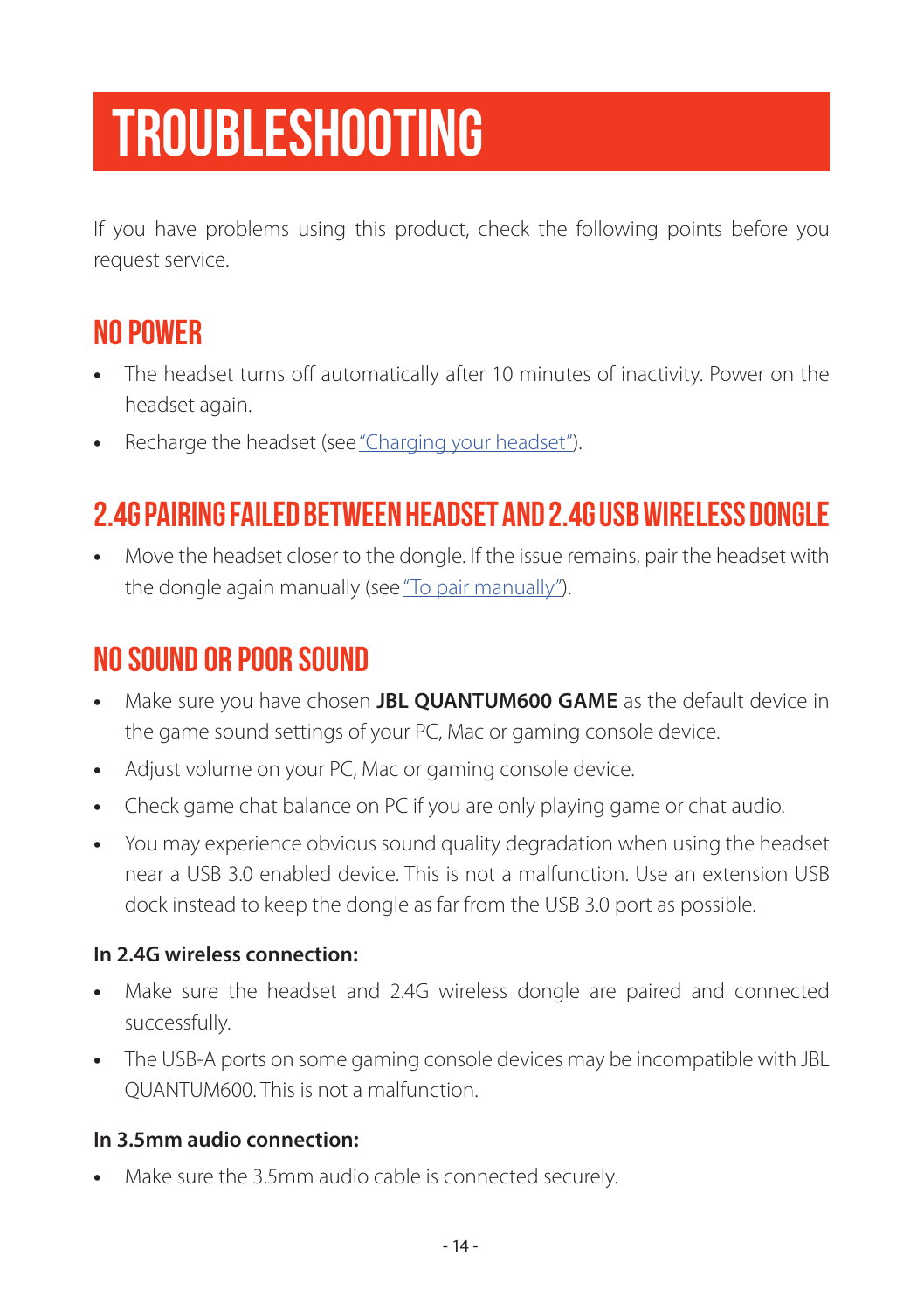# TROUBLESHOOTING

If you have problems using this product, check the following points before you request service.

## NO POWER

- The headset turns off automatically after 10 minutes of inactivity. Power on the headset again.
- Recharge the headset (see "Charging your headset").

## 2.4G PAIRING FAILED BETWEEN HEADSET AND 2.4G USB WIRELESS DONGLE

- Move the headset closer to the dongle. If the issue remains, pair the headset with the dongle again manually (see "To pair manually").

## NO SOUND OR POOR SOUND

- Make sure you have chosen **JBL QUANTUM600 GAME** as the default device in the game sound settings of your PC, Mac or gaming console device.
- Adjust volume on your PC, Mac or gaming console device.
- Check game chat balance on PC if you are only playing game or chat audio.
- You may experience obvious sound quality degradation when using the headset near a USB 3.0 enabled device. This is not a malfunction. Use an extension USB dock instead to keep the dongle as far from the USB 3.0 port as possible.

**In 2.4G wireless connection:**

- Make sure the headset and 2.4G wireless dongle are paired and connected successfully.
- The USB-A ports on some gaming console devices may be incompatible with JBL QUANTUM600. This is not a malfunction.

**In 3.5mm audio connection:**

- Make sure the 3.5mm audio cable is connected securely.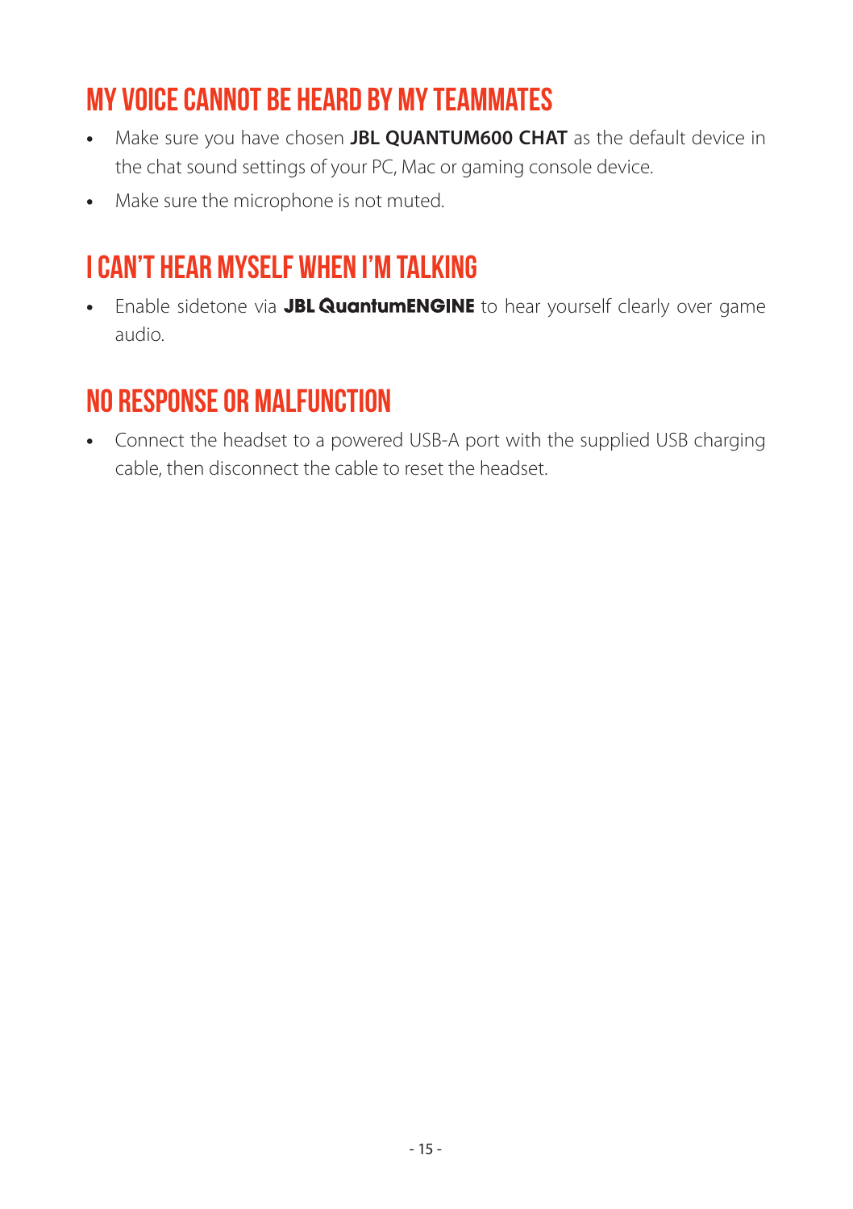## MY VOICE CANNOT BE HEARD BY MY TEAMMATES

- Make sure you have chosen **JBL QUANTUM600 CHAT** as the default device in the chat sound settings of your PC, Mac or gaming console device.
- Make sure the microphone is not muted.

## I CAN'T HEAR MYSELF WHEN I'M TALKING

- Enable sidetone via **JBL QuantumENGINE** to hear yourself clearly over game audio.

## NO RESPONSE OR MALFUNCTION

- Connect the headset to a powered USB-A port with the supplied USB charging cable, then disconnect the cable to reset the headset.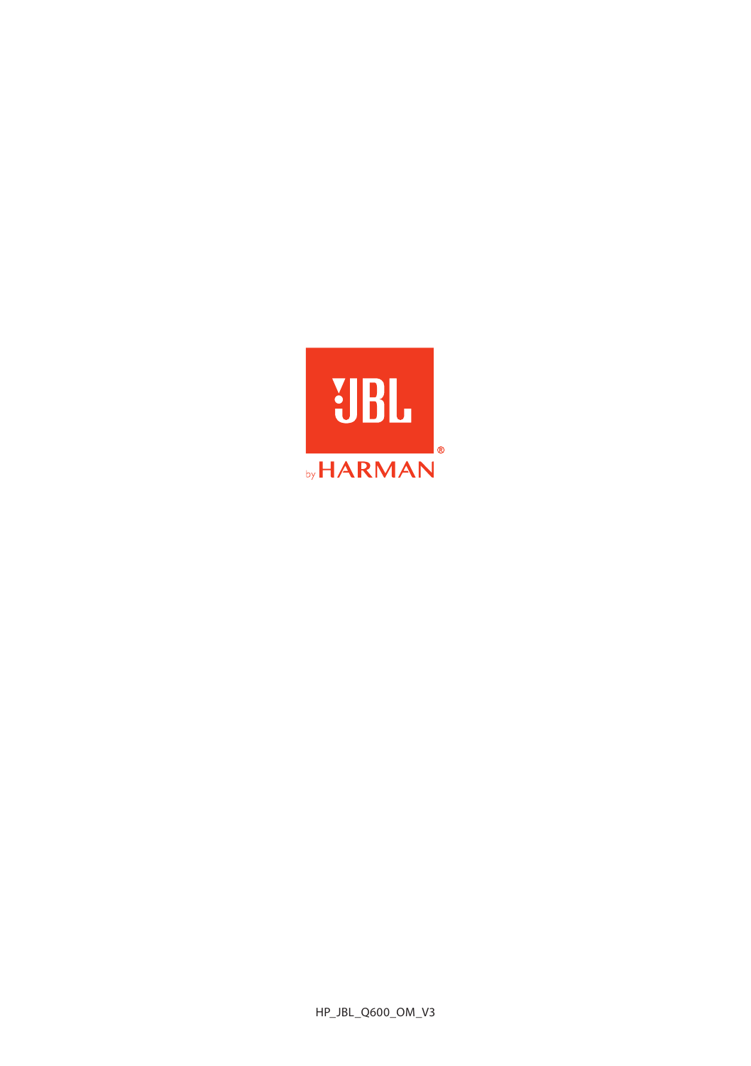JBL

by HARMAN

HP_JBL_Q600_OM_V3